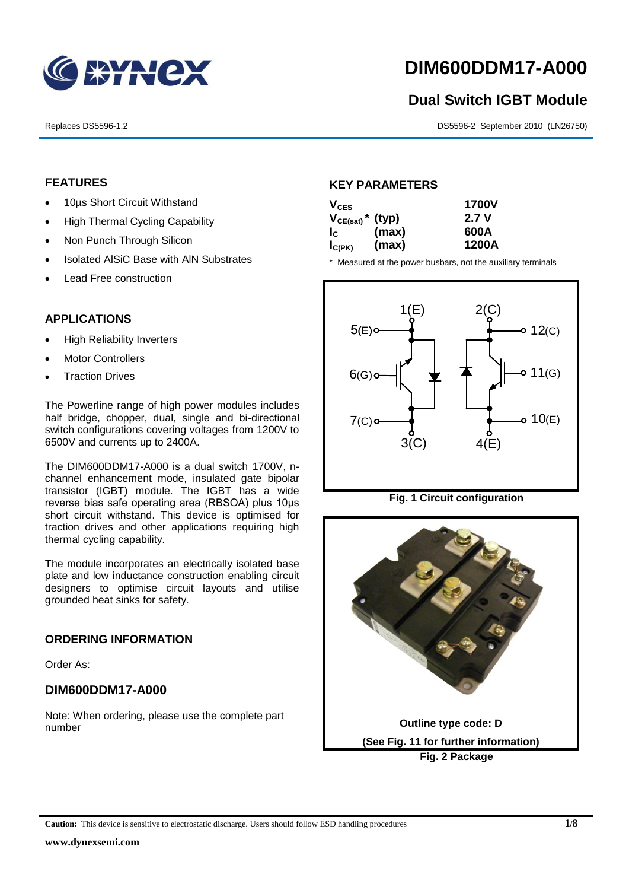# DIM600DDM17-A000

## Dual Switch IGBT Module

Replaces DS5596-1.2

DS5596-2 September 2010 (LN26750)

### FEATURES

- 10µs Short Circuit Withstand
- High Thermal Cycling Capability
- Non Punch Through Silicon
- Isolated AlSiC Base with AlN Substrates
- Lead Free construction

### APPLICATIONS

- High Reliability Inverters
- Motor Controllers
- Traction Drives

The Powerline range of high power modules includes half bridge, chopper, dual, single and bi-directional switch configurations covering voltages from 1200V to 6500V and currents up to 2400A.

The DIM600DDM17-A000 is a dual switch 1700V, n-channel enhancement mode, insulated gate bipolar transistor (IGBT) module. The IGBT has a wide reverse bias safe operating area (RBSOA) plus 10µs short circuit withstand. This device is optimised for traction drives and other applications requiring high thermal cycling capability.

The module incorporates an electrically isolated base plate and low inductance construction enabling circuit designers to optimise circuit layouts and utilise grounded heat sinks for safety.

### ORDERING INFORMATION

Order As:

### DIM600DDM17-A000

Note: When ordering, please use the complete part number

### KEY PARAMETERS

| | | |
|---|---|---|
| $V_{CES}$ | | 1700V |
| $V_{CE(sat)}$ * | (typ) | 2.7 V |
| $I_C$ | (max) | 600A |
| $I_{C(PK)}$ | (max) | 1200A |

\* Measured at the power busbars, not the auxiliary terminals

Fig. 1 Circuit configuration

Outline type code: D

(See Fig. 11 for further information)

Fig. 2 Package

**Caution:** This device is sensitive to electrostatic discharge. Users should follow ESD handling procedures

www.dynexsemi.com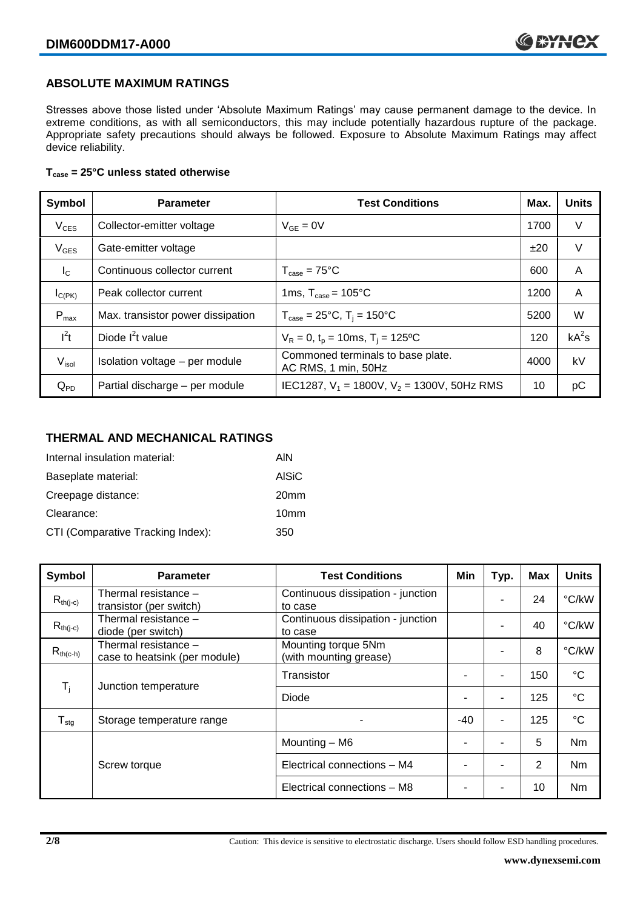## ABSOLUTE MAXIMUM RATINGS

Stresses above those listed under 'Absolute Maximum Ratings' may cause permanent damage to the device. In extreme conditions, as with all semiconductors, this may include potentially hazardous rupture of the package. Appropriate safety precautions should always be followed. Exposure to Absolute Maximum Ratings may affect device reliability.

**$T_{case}$ = 25°C unless stated otherwise**

| Symbol | Parameter | Test Conditions | Max. | Units |
|---|---|---|---|---|
| $V_{CES}$ | Collector-emitter voltage | $V_{GE} = 0V$ | 1700 | V |
| $V_{GES}$ | Gate-emitter voltage | | ±20 | V |
| $I_C$ | Continuous collector current | $T_{case} = 75°C$ | 600 | A |
| $I_{C(PK)}$ | Peak collector current | 1ms, $T_{case} = 105°C$ | 1200 | A |
| $P_{max}$ | Max. transistor power dissipation | $T_{case} = 25°C$, $T_j = 150°C$ | 5200 | W |
| $I^2t$ | Diode $I^2t$ value | $V_R = 0$, $t_p = 10ms$, $T_j = 125°C$ | 120 | $kA^2s$ |
| $V_{isol}$ | Isolation voltage – per module | Commoned terminals to base plate. AC RMS, 1 min, 50Hz | 4000 | kV |
| $Q_{PD}$ | Partial discharge – per module | IEC1287, $V_1 = 1800V$, $V_2 = 1300V$, 50Hz RMS | 10 | pC |

## THERMAL AND MECHANICAL RATINGS

Internal insulation material: AlN

Baseplate material: AlSiC

Creepage distance: 20mm

Clearance: 10mm

CTI (Comparative Tracking Index): 350

| Symbol | Parameter | Test Conditions | Min | Typ. | Max | Units |
|---|---|---|---|---|---|---|
| $R_{th(j-c)}$ | Thermal resistance – transistor (per switch) | Continuous dissipation - junction to case | | - | 24 | °C/kW |
| $R_{th(j-c)}$ | Thermal resistance – diode (per switch) | Continuous dissipation - junction to case | | - | 40 | °C/kW |
| $R_{th(c-h)}$ | Thermal resistance – case to heatsink (per module) | Mounting torque 5Nm (with mounting grease) | | - | 8 | °C/kW |
| $T_j$ | Junction temperature | Transistor | - | - | 150 | °C |
| | | Diode | - | - | 125 | °C |
| $T_{stg}$ | Storage temperature range | - | -40 | - | 125 | °C |
| | Screw torque | Mounting – M6 | - | - | 5 | Nm |
| | | Electrical connections – M4 | - | - | 2 | Nm |
| | | Electrical connections – M8 | - | - | 10 | Nm |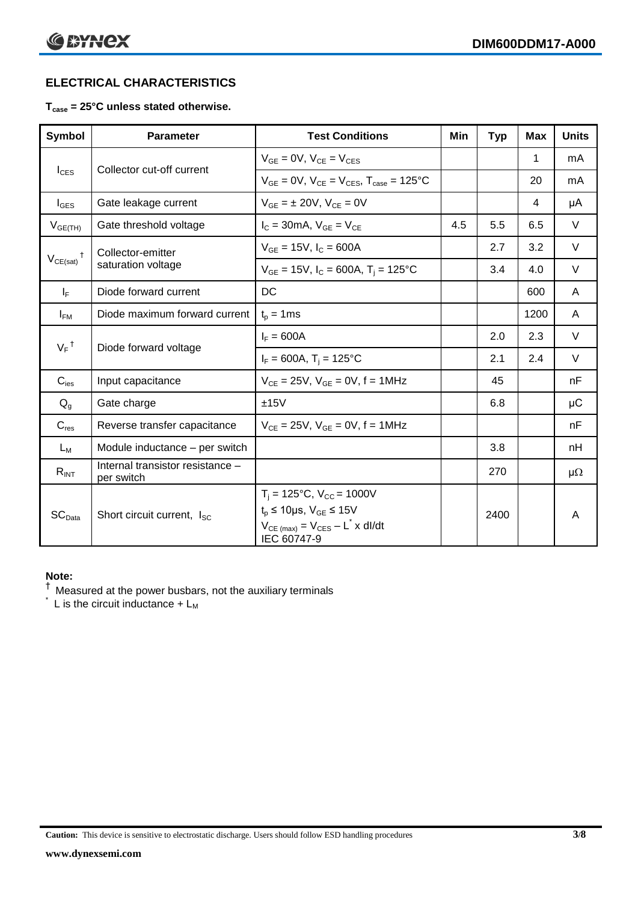## ELECTRICAL CHARACTERISTICS

**$T_{case}$ = 25°C unless stated otherwise.**

| Symbol | Parameter | Test Conditions | Min | Typ | Max | Units |
|---|---|---|---|---|---|---|
| $I_{CES}$ | Collector cut-off current | $V_{GE}$ = 0V, $V_{CE}$ = $V_{CES}$ | | | 1 | mA |
| | | $V_{GE}$ = 0V, $V_{CE}$ = $V_{CES}$, $T_{case}$ = 125°C | | | 20 | mA |
| $I_{GES}$ | Gate leakage current | $V_{GE}$ = ± 20V, $V_{CE}$ = 0V | | | 4 | μA |
| $V_{GE(TH)}$ | Gate threshold voltage | $I_C$ = 30mA, $V_{GE}$ = $V_{CE}$ | 4.5 | 5.5 | 6.5 | V |
| $V_{CE(sat)}$ † | Collector-emitter saturation voltage | $V_{GE}$ = 15V, $I_C$ = 600A | | 2.7 | 3.2 | V |
| | | $V_{GE}$ = 15V, $I_C$ = 600A, $T_j$ = 125°C | | 3.4 | 4.0 | V |
| $I_F$ | Diode forward current | DC | | | 600 | A |
| $I_{FM}$ | Diode maximum forward current | $t_p$ = 1ms | | | 1200 | A |
| $V_F$ † | Diode forward voltage | $I_F$ = 600A | | 2.0 | 2.3 | V |
| | | $I_F$ = 600A, $T_j$ = 125°C | | 2.1 | 2.4 | V |
| $C_{ies}$ | Input capacitance | $V_{CE}$ = 25V, $V_{GE}$ = 0V, f = 1MHz | | 45 | | nF |
| $Q_g$ | Gate charge | ±15V | | 6.8 | | μC |
| $C_{res}$ | Reverse transfer capacitance | $V_{CE}$ = 25V, $V_{GE}$ = 0V, f = 1MHz | | | | nF |
| $L_M$ | Module inductance – per switch | | | 3.8 | | nH |
| $R_{INT}$ | Internal transistor resistance – per switch | | | 270 | | μΩ |
| $SC_{Data}$ | Short circuit current, $I_{SC}$ | $T_j$ = 125°C, $V_{CC}$ = 1000V<br>$t_p$ ≤ 10μs, $V_{GE}$ ≤ 15V<br>$V_{CE (max)}$ = $V_{CES}$ – $L^*$ x dI/dt<br>IEC 60747-9 | | 2400 | | A |

**Note:**

† Measured at the power busbars, not the auxiliary terminals

\* L is the circuit inductance + $L_M$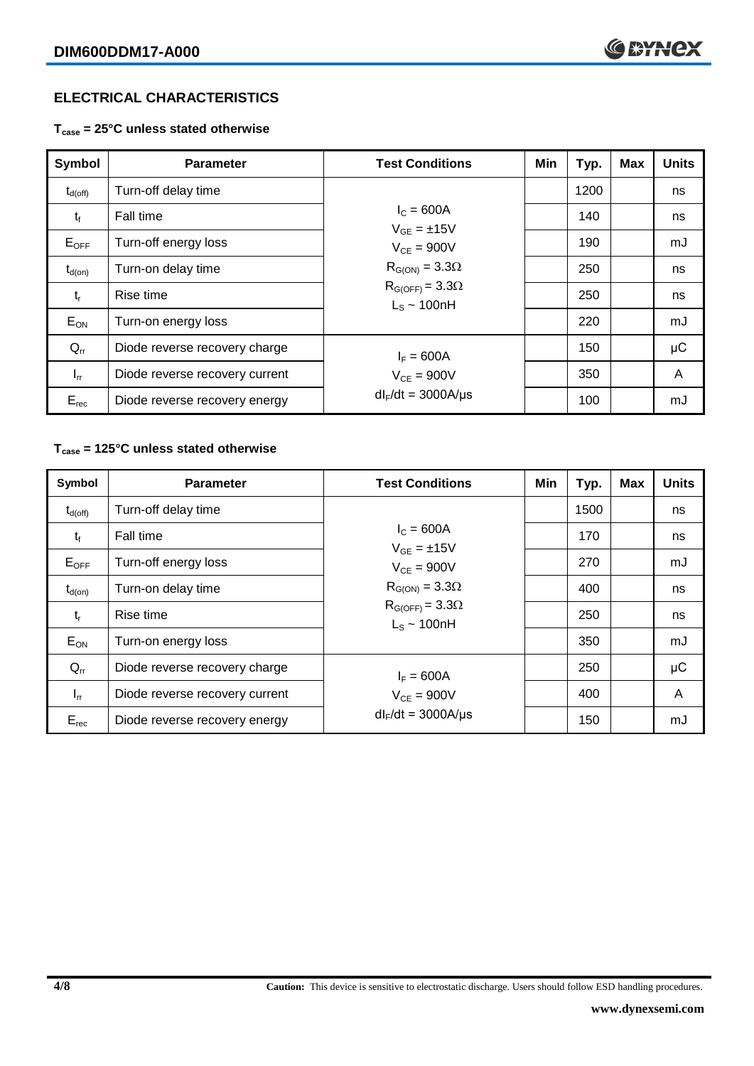## ELECTRICAL CHARACTERISTICS

**$T_{case}$ = 25°C unless stated otherwise**

| Symbol | Parameter | Test Conditions | Min | Typ. | Max | Units |
|---|---|---|---|---|---|---|
| $t_{d(off)}$ | Turn-off delay time | $I_C$ = 600A<br>$V_{GE}$ = ±15V<br>$V_{CE}$ = 900V<br>$R_{G(ON)}$ = 3.3Ω<br>$R_{G(OFF)}$ = 3.3Ω<br>$L_S$ ~ 100nH | | 1200 | | ns |
| $t_f$ | Fall time | | | 140 | | ns |
| $E_{OFF}$ | Turn-off energy loss | | | 190 | | mJ |
| $t_{d(on)}$ | Turn-on delay time | | | 250 | | ns |
| $t_r$ | Rise time | | | 250 | | ns |
| $E_{ON}$ | Turn-on energy loss | | | 220 | | mJ |
| $Q_{rr}$ | Diode reverse recovery charge | $I_F$ = 600A<br>$V_{CE}$ = 900V<br>$dI_F/dt$ = 3000A/μs | | 150 | | μC |
| $I_{rr}$ | Diode reverse recovery current | | | 350 | | A |
| $E_{rec}$ | Diode reverse recovery energy | | | 100 | | mJ |

**$T_{case}$ = 125°C unless stated otherwise**

| Symbol | Parameter | Test Conditions | Min | Typ. | Max | Units |
|---|---|---|---|---|---|---|
| $t_{d(off)}$ | Turn-off delay time | $I_C$ = 600A<br>$V_{GE}$ = ±15V<br>$V_{CE}$ = 900V<br>$R_{G(ON)}$ = 3.3Ω<br>$R_{G(OFF)}$ = 3.3Ω<br>$L_S$ ~ 100nH | | 1500 | | ns |
| $t_f$ | Fall time | | | 170 | | ns |
| $E_{OFF}$ | Turn-off energy loss | | | 270 | | mJ |
| $t_{d(on)}$ | Turn-on delay time | | | 400 | | ns |
| $t_r$ | Rise time | | | 250 | | ns |
| $E_{ON}$ | Turn-on energy loss | | | 350 | | mJ |
| $Q_{rr}$ | Diode reverse recovery charge | $I_F$ = 600A<br>$V_{CE}$ = 900V<br>$dI_F/dt$ = 3000A/μs | | 250 | | μC |
| $I_{rr}$ | Diode reverse recovery current | | | 400 | | A |
| $E_{rec}$ | Diode reverse recovery energy | | | 150 | | mJ |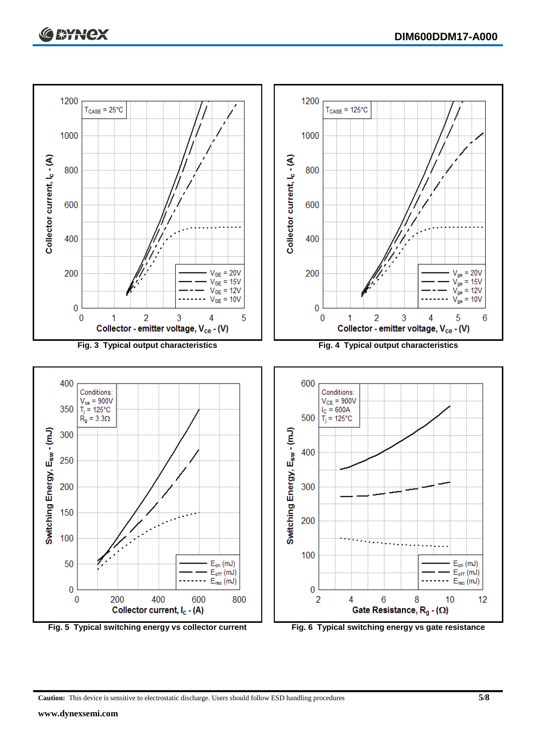Fig. 3 Typical output characteristics

Fig. 4 Typical output characteristics

Fig. 5 Typical switching energy vs collector current

Fig. 6 Typical switching energy vs gate resistance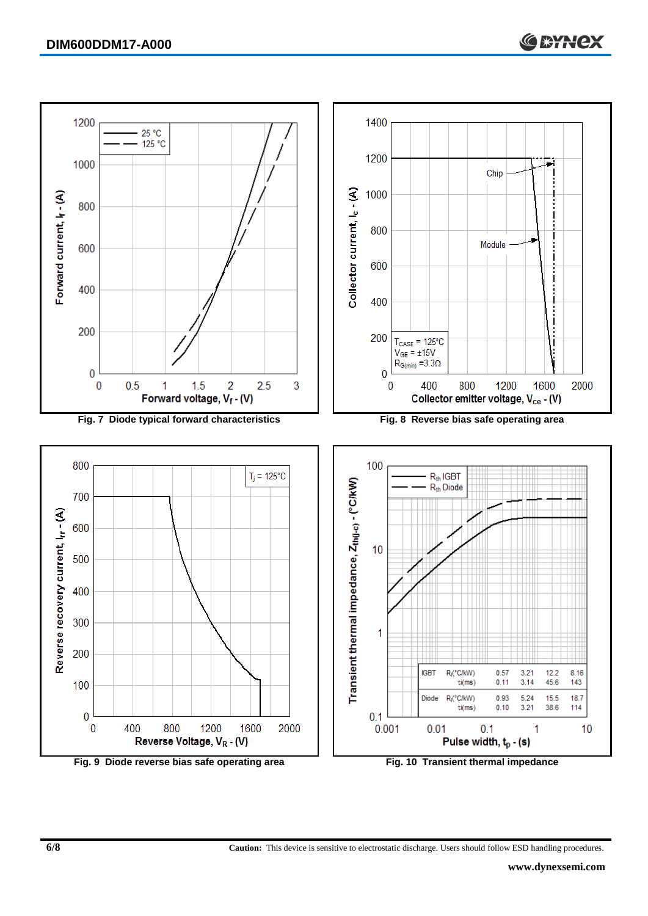Fig. 7 Diode typical forward characteristics

Fig. 8 Reverse bias safe operating area

Fig. 9 Diode reverse bias safe operating area

Fig. 10 Transient thermal impedance

| | | | | | |
|---|---|---|---|---|---|
| IGBT | $R_i$(°C/kW) | 0.57 | 3.21 | 12.2 | 8.16 |
| | $\tau_i$(ms) | 0.11 | 3.14 | 45.6 | 143 |
| Diode | $R_i$(°C/kW) | 0.93 | 5.24 | 15.5 | 18.7 |
| | $\tau_i$(ms) | 0.10 | 3.21 | 38.6 | 114 |

**Caution:** This device is sensitive to electrostatic discharge. Users should follow ESD handling procedures.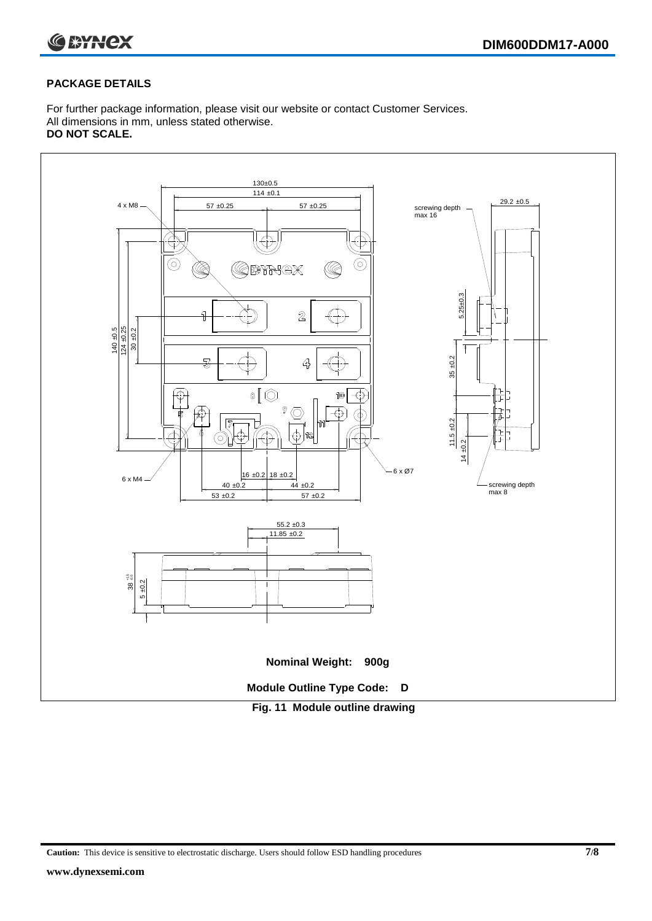## PACKAGE DETAILS

For further package information, please visit our website or contact Customer Services.
All dimensions in mm, unless stated otherwise.
**DO NOT SCALE.**

**Nominal Weight: 900g**

**Module Outline Type Code: D**

**Fig. 11 Module outline drawing**

**Caution:** This device is sensitive to electrostatic discharge. Users should follow ESD handling procedures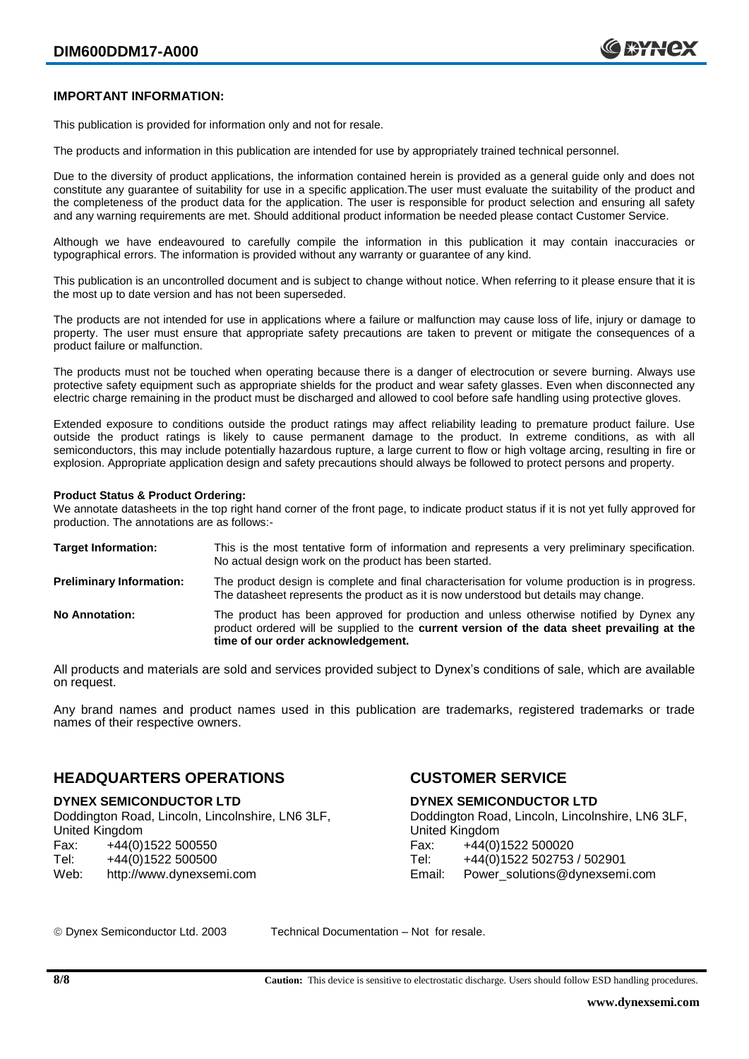**IMPORTANT INFORMATION:**

This publication is provided for information only and not for resale.

The products and information in this publication are intended for use by appropriately trained technical personnel.

Due to the diversity of product applications, the information contained herein is provided as a general guide only and does not constitute any guarantee of suitability for use in a specific application.The user must evaluate the suitability of the product and the completeness of the product data for the application. The user is responsible for product selection and ensuring all safety and any warning requirements are met. Should additional product information be needed please contact Customer Service.

Although we have endeavoured to carefully compile the information in this publication it may contain inaccuracies or typographical errors. The information is provided without any warranty or guarantee of any kind.

This publication is an uncontrolled document and is subject to change without notice. When referring to it please ensure that it is the most up to date version and has not been superseded.

The products are not intended for use in applications where a failure or malfunction may cause loss of life, injury or damage to property. The user must ensure that appropriate safety precautions are taken to prevent or mitigate the consequences of a product failure or malfunction.

The products must not be touched when operating because there is a danger of electrocution or severe burning. Always use protective safety equipment such as appropriate shields for the product and wear safety glasses. Even when disconnected any electric charge remaining in the product must be discharged and allowed to cool before safe handling using protective gloves.

Extended exposure to conditions outside the product ratings may affect reliability leading to premature product failure. Use outside the product ratings is likely to cause permanent damage to the product. In extreme conditions, as with all semiconductors, this may include potentially hazardous rupture, a large current to flow or high voltage arcing, resulting in fire or explosion. Appropriate application design and safety precautions should always be followed to protect persons and property.

**Product Status & Product Ordering:**

We annotate datasheets in the top right hand corner of the front page, to indicate product status if it is not yet fully approved for production. The annotations are as follows:-

| | |
|---|---|
| **Target Information:** | This is the most tentative form of information and represents a very preliminary specification. No actual design work on the product has been started. |
| **Preliminary Information:** | The product design is complete and final characterisation for volume production is in progress. The datasheet represents the product as it is now understood but details may change. |
| **No Annotation:** | The product has been approved for production and unless otherwise notified by Dynex any product ordered will be supplied to the **current version of the data sheet prevailing at the time of our order acknowledgement.** |

All products and materials are sold and services provided subject to Dynex's conditions of sale, which are available on request.

Any brand names and product names used in this publication are trademarks, registered trademarks or trade names of their respective owners.

## HEADQUARTERS OPERATIONS

**DYNEX SEMICONDUCTOR LTD**

Doddington Road, Lincoln, Lincolnshire, LN6 3LF,
United Kingdom
Fax: +44(0)1522 500550
Tel: +44(0)1522 500500
Web: http://www.dynexsemi.com

## CUSTOMER SERVICE

**DYNEX SEMICONDUCTOR LTD**

Doddington Road, Lincoln, Lincolnshire, LN6 3LF,
United Kingdom
Fax: +44(0)1522 500020
Tel: +44(0)1522 502753 / 502901
Email: Power_solutions@dynexsemi.com

© Dynex Semiconductor Ltd. 2003 Technical Documentation – Not for resale.

**Caution:** This device is sensitive to electrostatic discharge. Users should follow ESD handling procedures.